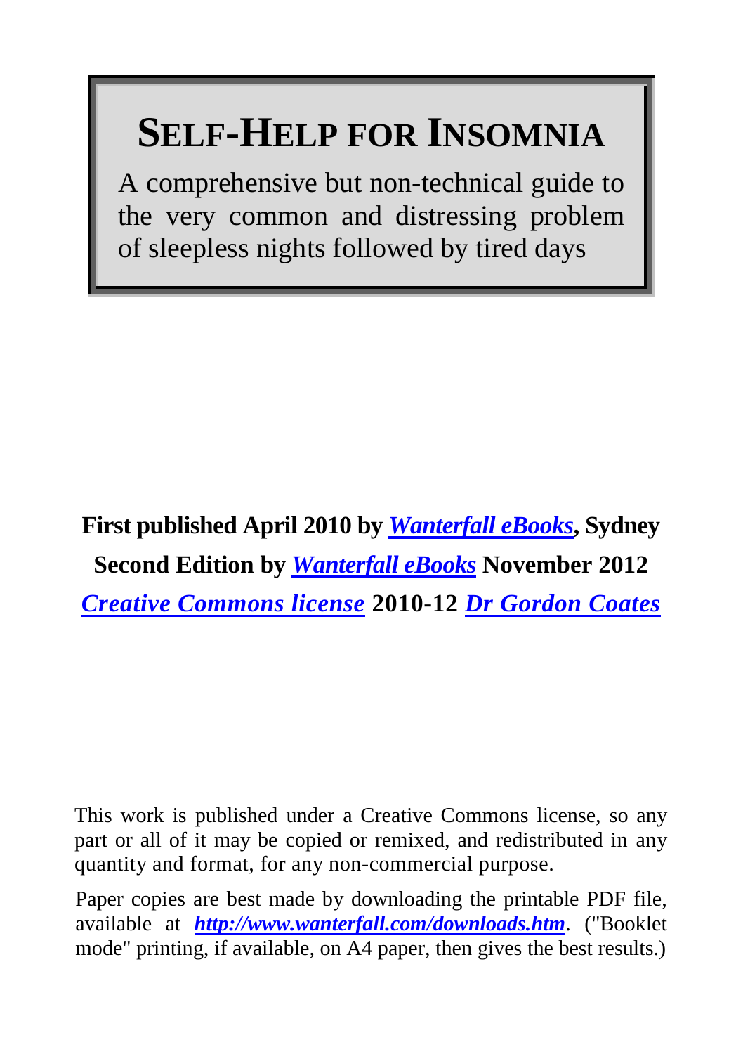# SELF-HELP FOR INSOMNIA

A comprehensive but non-technical guide to the very common and distressing problem of sleepless nights followed by tired days

**First published April 2010 by *Wanterfall eBooks*, Sydney**

**Second Edition by *Wanterfall eBooks* November 2012**

***Creative Commons license* 2010-12 *Dr Gordon Coates***

This work is published under a Creative Commons license, so any part or all of it may be copied or remixed, and redistributed in any quantity and format, for any non-commercial purpose.

Paper copies are best made by downloading the printable PDF file, available at ***http://www.wanterfall.com/downloads.htm***. ("Booklet mode" printing, if available, on A4 paper, then gives the best results.)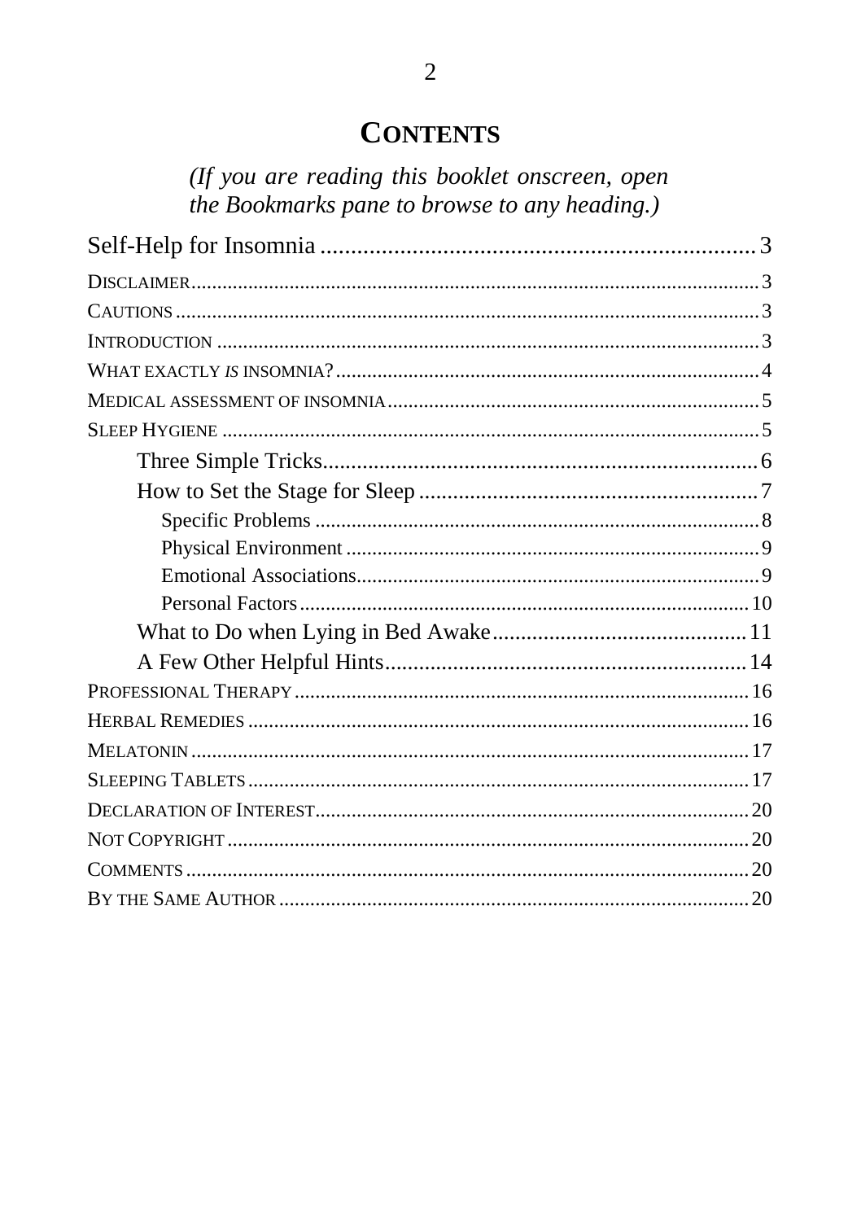# Contents

*(If you are reading this booklet onscreen, open the Bookmarks pane to browse to any heading.)*

Self-Help for Insomnia ........................................................ 3

Disclaimer ........................................................ 3

Cautions ........................................................ 3

Introduction ........................................................ 3

What exactly *is* insomnia? ........................................................ 4

Medical assessment of insomnia ........................................................ 5

Sleep Hygiene ........................................................ 5

- Three Simple Tricks ........................................................ 6
- How to Set the Stage for Sleep ........................................................ 7
  - Specific Problems ........................................................ 8
  - Physical Environment ........................................................ 9
  - Emotional Associations ........................................................ 9
  - Personal Factors ........................................................ 10
- What to Do when Lying in Bed Awake ........................................................ 11
- A Few Other Helpful Hints ........................................................ 14

Professional Therapy ........................................................ 16

Herbal Remedies ........................................................ 16

Melatonin ........................................................ 17

Sleeping Tablets ........................................................ 17

Declaration of Interest ........................................................ 20

Not Copyright ........................................................ 20

Comments ........................................................ 20

By the Same Author ........................................................ 20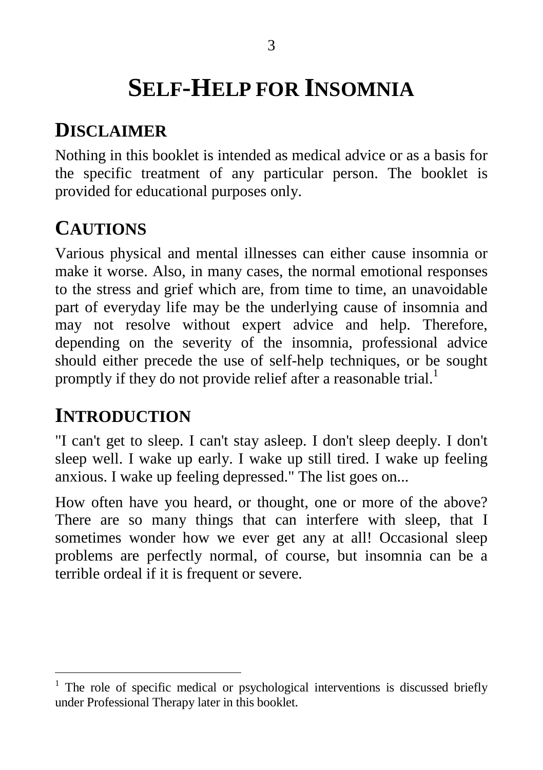# SELF-HELP FOR INSOMNIA

## DISCLAIMER

Nothing in this booklet is intended as medical advice or as a basis for the specific treatment of any particular person. The booklet is provided for educational purposes only.

## CAUTIONS

Various physical and mental illnesses can either cause insomnia or make it worse. Also, in many cases, the normal emotional responses to the stress and grief which are, from time to time, an unavoidable part of everyday life may be the underlying cause of insomnia and may not resolve without expert advice and help. Therefore, depending on the severity of the insomnia, professional advice should either precede the use of self-help techniques, or be sought promptly if they do not provide relief after a reasonable trial.[1]

## INTRODUCTION

"I can't get to sleep. I can't stay asleep. I don't sleep deeply. I don't sleep well. I wake up early. I wake up still tired. I wake up feeling anxious. I wake up feeling depressed." The list goes on...

How often have you heard, or thought, one or more of the above? There are so many things that can interfere with sleep, that I sometimes wonder how we ever get any at all! Occasional sleep problems are perfectly normal, of course, but insomnia can be a terrible ordeal if it is frequent or severe.

---

[1] The role of specific medical or psychological interventions is discussed briefly under Professional Therapy later in this booklet.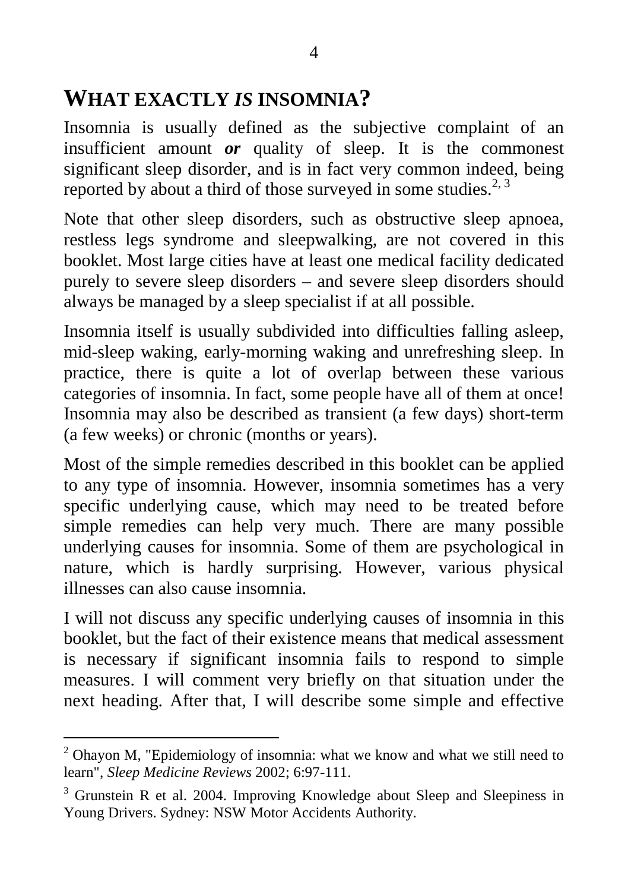## WHAT EXACTLY *IS* INSOMNIA?

Insomnia is usually defined as the subjective complaint of an insufficient amount ***or*** quality of sleep. It is the commonest significant sleep disorder, and is in fact very common indeed, being reported by about a third of those surveyed in some studies.[2, 3]

Note that other sleep disorders, such as obstructive sleep apnoea, restless legs syndrome and sleepwalking, are not covered in this booklet. Most large cities have at least one medical facility dedicated purely to severe sleep disorders – and severe sleep disorders should always be managed by a sleep specialist if at all possible.

Insomnia itself is usually subdivided into difficulties falling asleep, mid-sleep waking, early-morning waking and unrefreshing sleep. In practice, there is quite a lot of overlap between these various categories of insomnia. In fact, some people have all of them at once! Insomnia may also be described as transient (a few days) short-term (a few weeks) or chronic (months or years).

Most of the simple remedies described in this booklet can be applied to any type of insomnia. However, insomnia sometimes has a very specific underlying cause, which may need to be treated before simple remedies can help very much. There are many possible underlying causes for insomnia. Some of them are psychological in nature, which is hardly surprising. However, various physical illnesses can also cause insomnia.

I will not discuss any specific underlying causes of insomnia in this booklet, but the fact of their existence means that medical assessment is necessary if significant insomnia fails to respond to simple measures. I will comment very briefly on that situation under the next heading. After that, I will describe some simple and effective

---

[2] Ohayon M, "Epidemiology of insomnia: what we know and what we still need to learn", *Sleep Medicine Reviews* 2002; 6:97-111.

[3] Grunstein R et al. 2004. Improving Knowledge about Sleep and Sleepiness in Young Drivers. Sydney: NSW Motor Accidents Authority.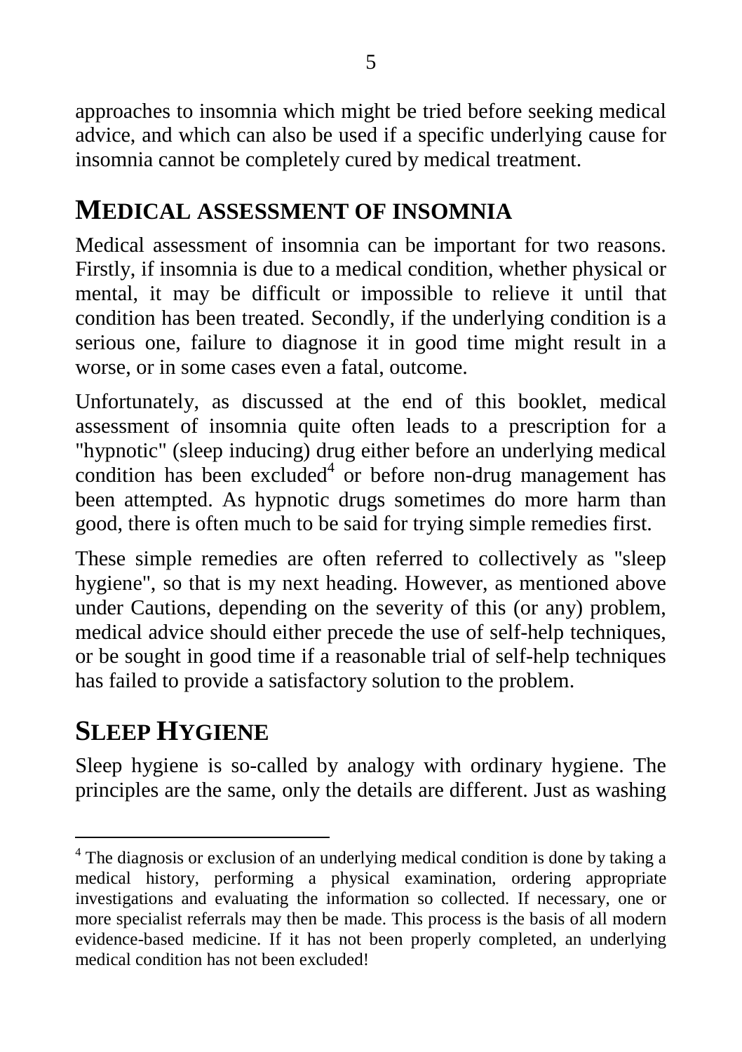approaches to insomnia which might be tried before seeking medical advice, and which can also be used if a specific underlying cause for insomnia cannot be completely cured by medical treatment.

## MEDICAL ASSESSMENT OF INSOMNIA

Medical assessment of insomnia can be important for two reasons. Firstly, if insomnia is due to a medical condition, whether physical or mental, it may be difficult or impossible to relieve it until that condition has been treated. Secondly, if the underlying condition is a serious one, failure to diagnose it in good time might result in a worse, or in some cases even a fatal, outcome.

Unfortunately, as discussed at the end of this booklet, medical assessment of insomnia quite often leads to a prescription for a "hypnotic" (sleep inducing) drug either before an underlying medical condition has been excluded[4] or before non-drug management has been attempted. As hypnotic drugs sometimes do more harm than good, there is often much to be said for trying simple remedies first.

These simple remedies are often referred to collectively as "sleep hygiene", so that is my next heading. However, as mentioned above under Cautions, depending on the severity of this (or any) problem, medical advice should either precede the use of self-help techniques, or be sought in good time if a reasonable trial of self-help techniques has failed to provide a satisfactory solution to the problem.

## SLEEP HYGIENE

Sleep hygiene is so-called by analogy with ordinary hygiene. The principles are the same, only the details are different. Just as washing

---

[4] The diagnosis or exclusion of an underlying medical condition is done by taking a medical history, performing a physical examination, ordering appropriate investigations and evaluating the information so collected. If necessary, one or more specialist referrals may then be made. This process is the basis of all modern evidence-based medicine. If it has not been properly completed, an underlying medical condition has not been excluded!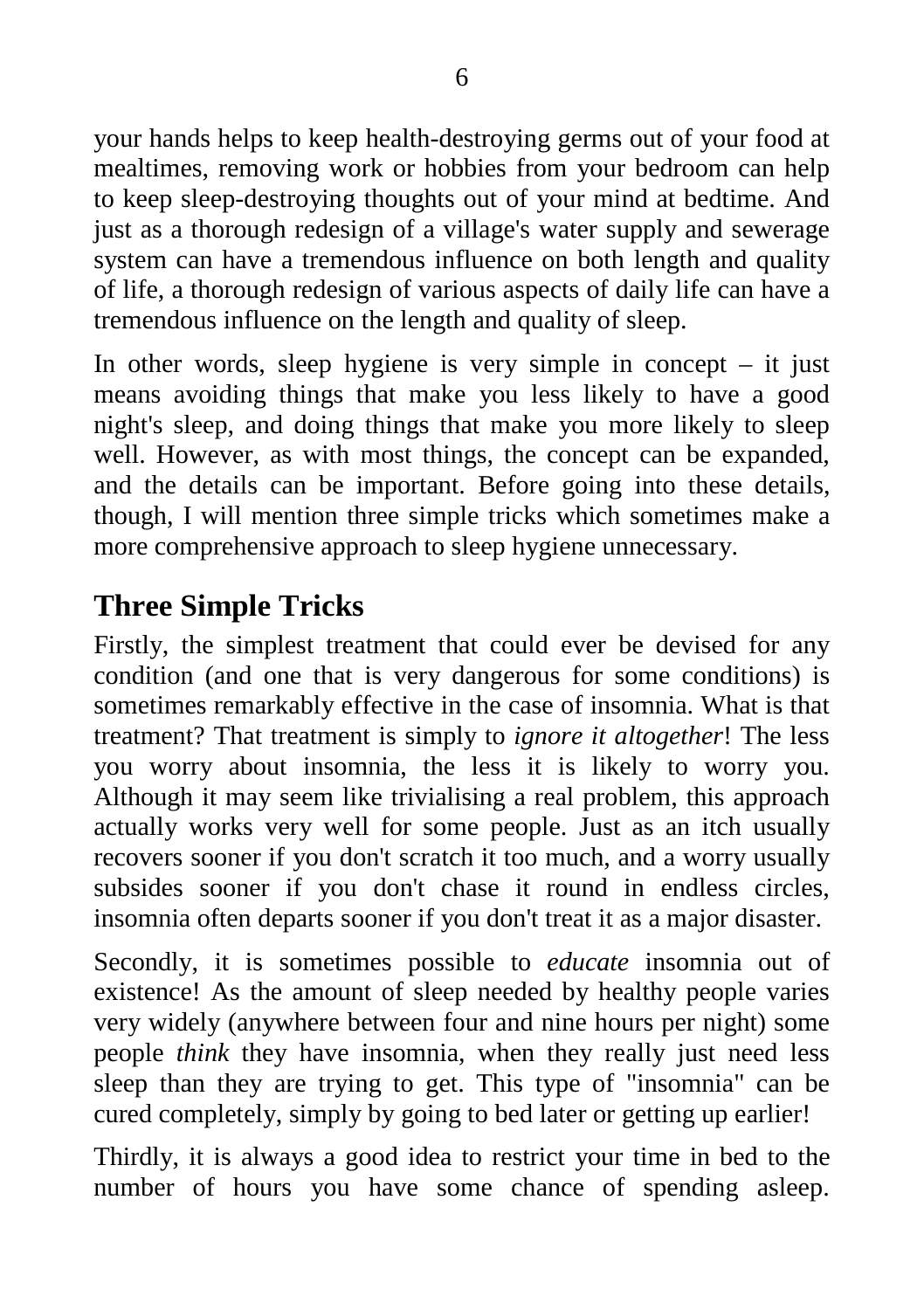your hands helps to keep health-destroying germs out of your food at mealtimes, removing work or hobbies from your bedroom can help to keep sleep-destroying thoughts out of your mind at bedtime. And just as a thorough redesign of a village's water supply and sewerage system can have a tremendous influence on both length and quality of life, a thorough redesign of various aspects of daily life can have a tremendous influence on the length and quality of sleep.

In other words, sleep hygiene is very simple in concept – it just means avoiding things that make you less likely to have a good night's sleep, and doing things that make you more likely to sleep well. However, as with most things, the concept can be expanded, and the details can be important. Before going into these details, though, I will mention three simple tricks which sometimes make a more comprehensive approach to sleep hygiene unnecessary.

## Three Simple Tricks

Firstly, the simplest treatment that could ever be devised for any condition (and one that is very dangerous for some conditions) is sometimes remarkably effective in the case of insomnia. What is that treatment? That treatment is simply to *ignore it altogether*! The less you worry about insomnia, the less it is likely to worry you. Although it may seem like trivialising a real problem, this approach actually works very well for some people. Just as an itch usually recovers sooner if you don't scratch it too much, and a worry usually subsides sooner if you don't chase it round in endless circles, insomnia often departs sooner if you don't treat it as a major disaster.

Secondly, it is sometimes possible to *educate* insomnia out of existence! As the amount of sleep needed by healthy people varies very widely (anywhere between four and nine hours per night) some people *think* they have insomnia, when they really just need less sleep than they are trying to get. This type of "insomnia" can be cured completely, simply by going to bed later or getting up earlier!

Thirdly, it is always a good idea to restrict your time in bed to the number of hours you have some chance of spending asleep.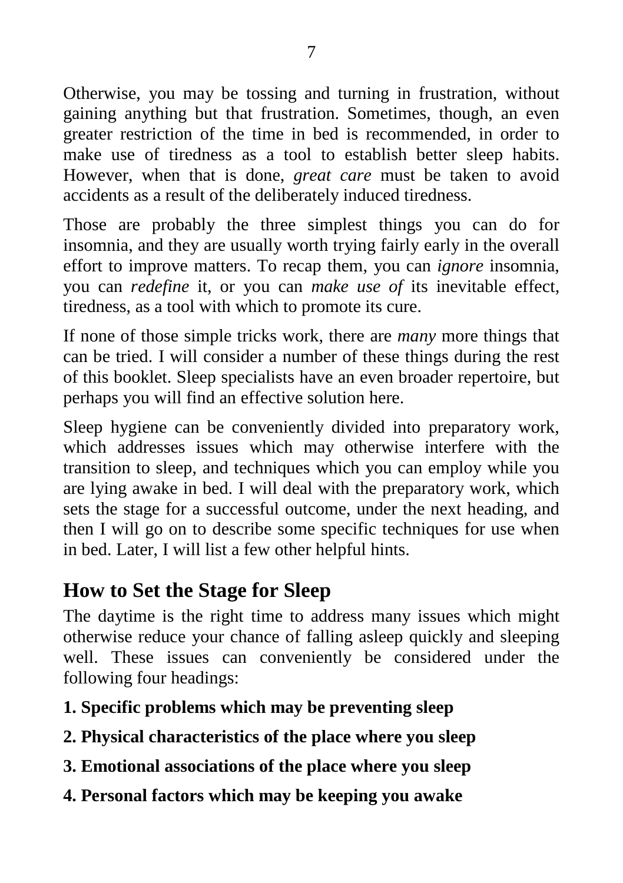Otherwise, you may be tossing and turning in frustration, without gaining anything but that frustration. Sometimes, though, an even greater restriction of the time in bed is recommended, in order to make use of tiredness as a tool to establish better sleep habits. However, when that is done, *great care* must be taken to avoid accidents as a result of the deliberately induced tiredness.

Those are probably the three simplest things you can do for insomnia, and they are usually worth trying fairly early in the overall effort to improve matters. To recap them, you can *ignore* insomnia, you can *redefine* it, or you can *make use of* its inevitable effect, tiredness, as a tool with which to promote its cure.

If none of those simple tricks work, there are *many* more things that can be tried. I will consider a number of these things during the rest of this booklet. Sleep specialists have an even broader repertoire, but perhaps you will find an effective solution here.

Sleep hygiene can be conveniently divided into preparatory work, which addresses issues which may otherwise interfere with the transition to sleep, and techniques which you can employ while you are lying awake in bed. I will deal with the preparatory work, which sets the stage for a successful outcome, under the next heading, and then I will go on to describe some specific techniques for use when in bed. Later, I will list a few other helpful hints.

## How to Set the Stage for Sleep

The daytime is the right time to address many issues which might otherwise reduce your chance of falling asleep quickly and sleeping well. These issues can conveniently be considered under the following four headings:

**1. Specific problems which may be preventing sleep**

**2. Physical characteristics of the place where you sleep**

**3. Emotional associations of the place where you sleep**

**4. Personal factors which may be keeping you awake**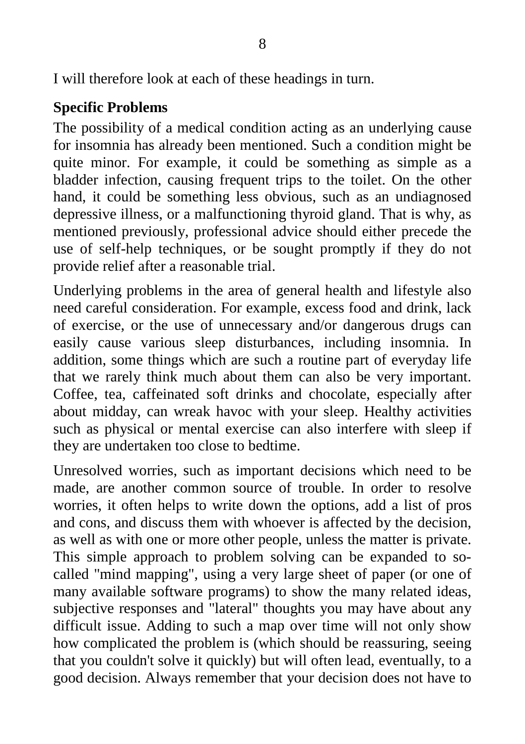I will therefore look at each of these headings in turn.

**Specific Problems**

The possibility of a medical condition acting as an underlying cause for insomnia has already been mentioned. Such a condition might be quite minor. For example, it could be something as simple as a bladder infection, causing frequent trips to the toilet. On the other hand, it could be something less obvious, such as an undiagnosed depressive illness, or a malfunctioning thyroid gland. That is why, as mentioned previously, professional advice should either precede the use of self-help techniques, or be sought promptly if they do not provide relief after a reasonable trial.

Underlying problems in the area of general health and lifestyle also need careful consideration. For example, excess food and drink, lack of exercise, or the use of unnecessary and/or dangerous drugs can easily cause various sleep disturbances, including insomnia. In addition, some things which are such a routine part of everyday life that we rarely think much about them can also be very important. Coffee, tea, caffeinated soft drinks and chocolate, especially after about midday, can wreak havoc with your sleep. Healthy activities such as physical or mental exercise can also interfere with sleep if they are undertaken too close to bedtime.

Unresolved worries, such as important decisions which need to be made, are another common source of trouble. In order to resolve worries, it often helps to write down the options, add a list of pros and cons, and discuss them with whoever is affected by the decision, as well as with one or more other people, unless the matter is private. This simple approach to problem solving can be expanded to so-called "mind mapping", using a very large sheet of paper (or one of many available software programs) to show the many related ideas, subjective responses and "lateral" thoughts you may have about any difficult issue. Adding to such a map over time will not only show how complicated the problem is (which should be reassuring, seeing that you couldn't solve it quickly) but will often lead, eventually, to a good decision. Always remember that your decision does not have to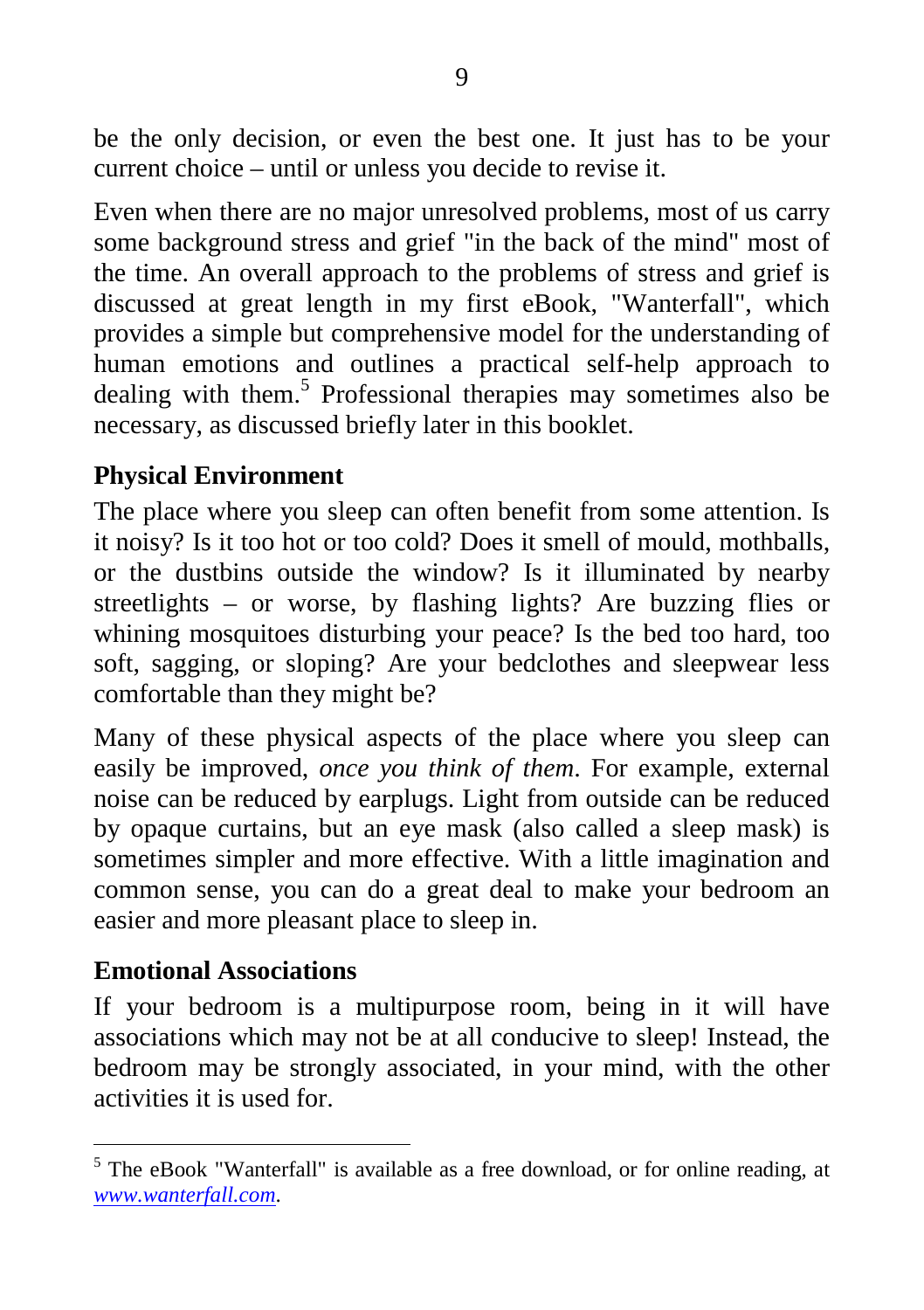be the only decision, or even the best one. It just has to be your current choice – until or unless you decide to revise it.

Even when there are no major unresolved problems, most of us carry some background stress and grief "in the back of the mind" most of the time. An overall approach to the problems of stress and grief is discussed at great length in my first eBook, "Wanterfall", which provides a simple but comprehensive model for the understanding of human emotions and outlines a practical self-help approach to dealing with them.[5] Professional therapies may sometimes also be necessary, as discussed briefly later in this booklet.

### Physical Environment

The place where you sleep can often benefit from some attention. Is it noisy? Is it too hot or too cold? Does it smell of mould, mothballs, or the dustbins outside the window? Is it illuminated by nearby streetlights – or worse, by flashing lights? Are buzzing flies or whining mosquitoes disturbing your peace? Is the bed too hard, too soft, sagging, or sloping? Are your bedclothes and sleepwear less comfortable than they might be?

Many of these physical aspects of the place where you sleep can easily be improved, *once you think of them*. For example, external noise can be reduced by earplugs. Light from outside can be reduced by opaque curtains, but an eye mask (also called a sleep mask) is sometimes simpler and more effective. With a little imagination and common sense, you can do a great deal to make your bedroom an easier and more pleasant place to sleep in.

### Emotional Associations

If your bedroom is a multipurpose room, being in it will have associations which may not be at all conducive to sleep! Instead, the bedroom may be strongly associated, in your mind, with the other activities it is used for.

---

[5] The eBook "Wanterfall" is available as a free download, or for online reading, at *www.wanterfall.com*.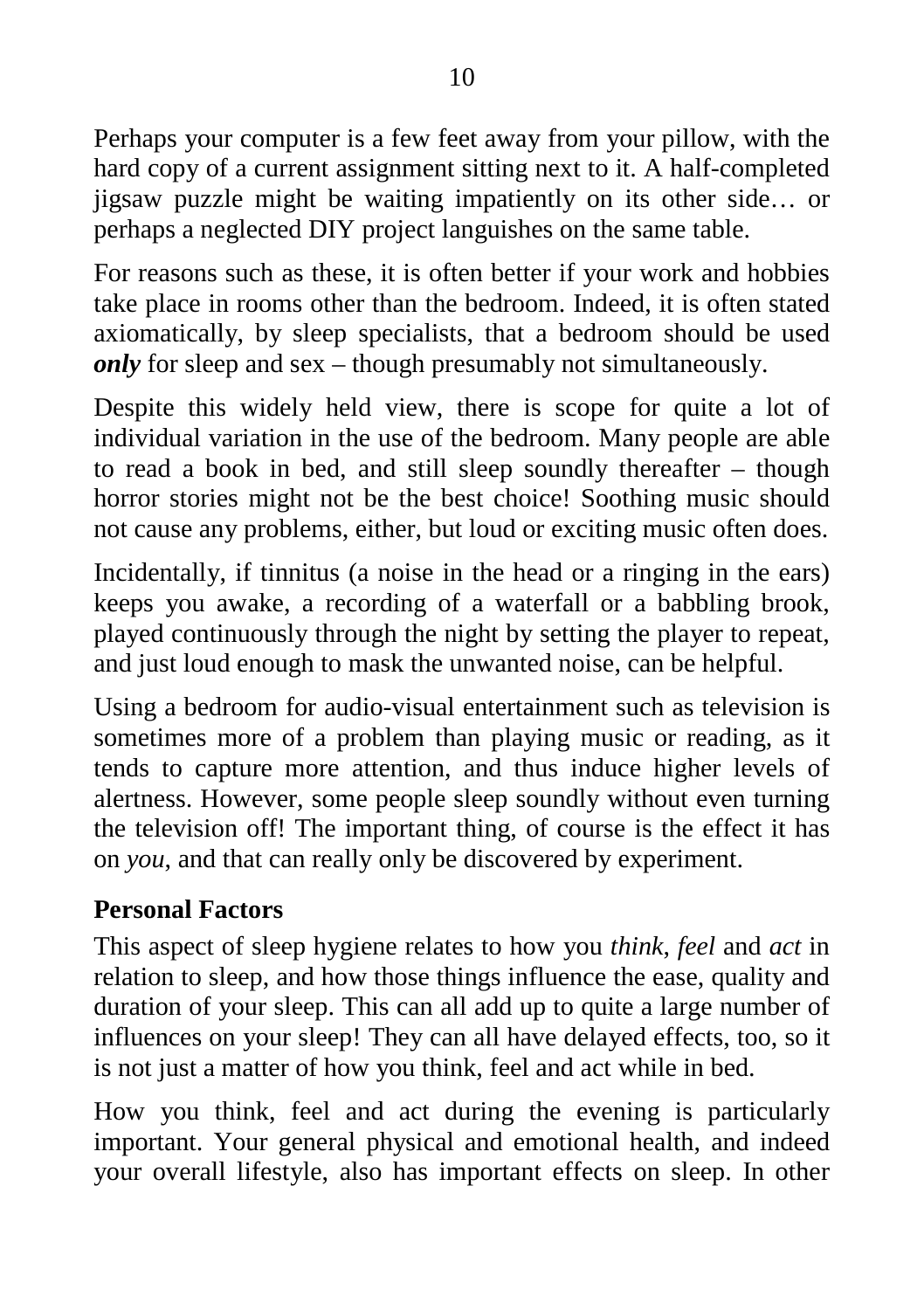Perhaps your computer is a few feet away from your pillow, with the hard copy of a current assignment sitting next to it. A half-completed jigsaw puzzle might be waiting impatiently on its other side… or perhaps a neglected DIY project languishes on the same table.

For reasons such as these, it is often better if your work and hobbies take place in rooms other than the bedroom. Indeed, it is often stated axiomatically, by sleep specialists, that a bedroom should be used ***only*** for sleep and sex – though presumably not simultaneously.

Despite this widely held view, there is scope for quite a lot of individual variation in the use of the bedroom. Many people are able to read a book in bed, and still sleep soundly thereafter – though horror stories might not be the best choice! Soothing music should not cause any problems, either, but loud or exciting music often does.

Incidentally, if tinnitus (a noise in the head or a ringing in the ears) keeps you awake, a recording of a waterfall or a babbling brook, played continuously through the night by setting the player to repeat, and just loud enough to mask the unwanted noise, can be helpful.

Using a bedroom for audio-visual entertainment such as television is sometimes more of a problem than playing music or reading, as it tends to capture more attention, and thus induce higher levels of alertness. However, some people sleep soundly without even turning the television off! The important thing, of course is the effect it has on *you*, and that can really only be discovered by experiment.

### Personal Factors

This aspect of sleep hygiene relates to how you *think*, *feel* and *act* in relation to sleep, and how those things influence the ease, quality and duration of your sleep. This can all add up to quite a large number of influences on your sleep! They can all have delayed effects, too, so it is not just a matter of how you think, feel and act while in bed.

How you think, feel and act during the evening is particularly important. Your general physical and emotional health, and indeed your overall lifestyle, also has important effects on sleep. In other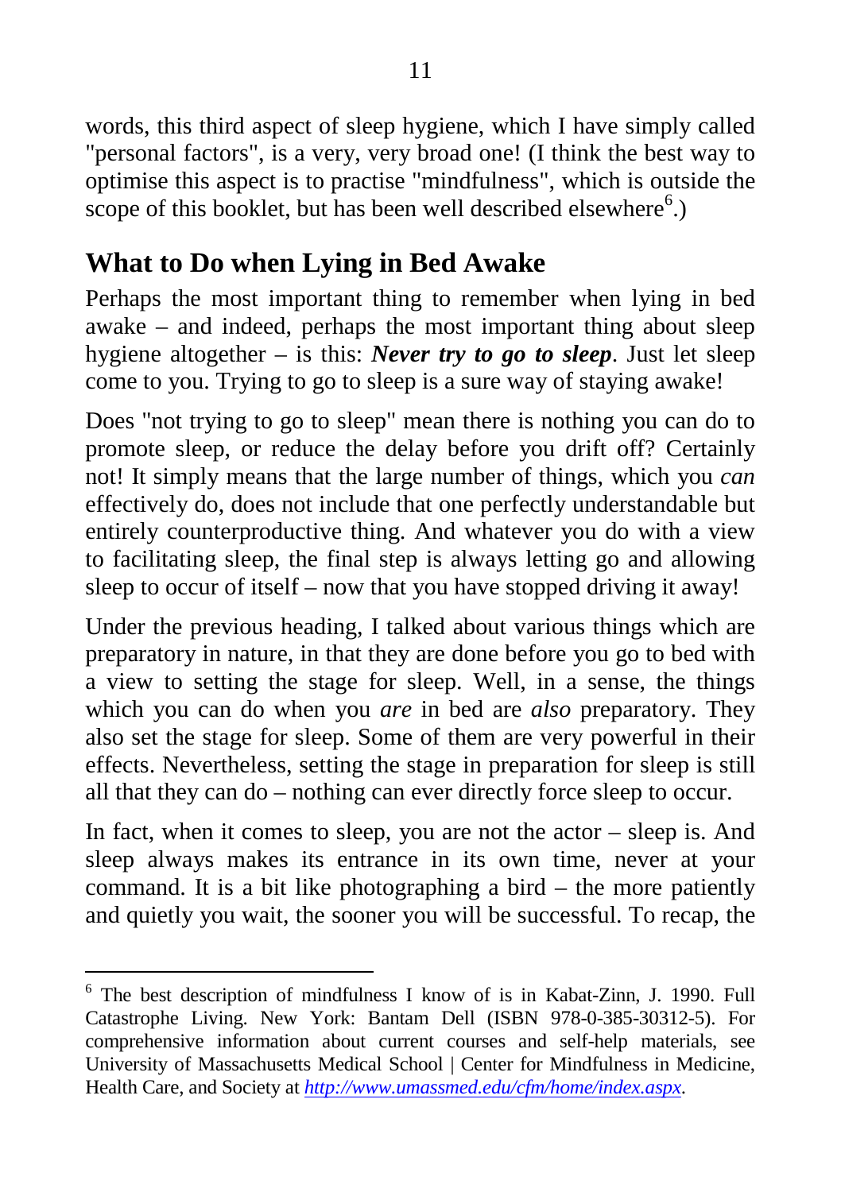words, this third aspect of sleep hygiene, which I have simply called "personal factors", is a very, very broad one! (I think the best way to optimise this aspect is to practise "mindfulness", which is outside the scope of this booklet, but has been well described elsewhere[6].)

## What to Do when Lying in Bed Awake

Perhaps the most important thing to remember when lying in bed awake – and indeed, perhaps the most important thing about sleep hygiene altogether – is this: ***Never try to go to sleep***. Just let sleep come to you. Trying to go to sleep is a sure way of staying awake!

Does "not trying to go to sleep" mean there is nothing you can do to promote sleep, or reduce the delay before you drift off? Certainly not! It simply means that the large number of things, which you *can* effectively do, does not include that one perfectly understandable but entirely counterproductive thing. And whatever you do with a view to facilitating sleep, the final step is always letting go and allowing sleep to occur of itself – now that you have stopped driving it away!

Under the previous heading, I talked about various things which are preparatory in nature, in that they are done before you go to bed with a view to setting the stage for sleep. Well, in a sense, the things which you can do when you *are* in bed are *also* preparatory. They also set the stage for sleep. Some of them are very powerful in their effects. Nevertheless, setting the stage in preparation for sleep is still all that they can do – nothing can ever directly force sleep to occur.

In fact, when it comes to sleep, you are not the actor – sleep is. And sleep always makes its entrance in its own time, never at your command. It is a bit like photographing a bird – the more patiently and quietly you wait, the sooner you will be successful. To recap, the

---

[6] The best description of mindfulness I know of is in Kabat-Zinn, J. 1990. Full Catastrophe Living. New York: Bantam Dell (ISBN 978-0-385-30312-5). For comprehensive information about current courses and self-help materials, see University of Massachusetts Medical School | Center for Mindfulness in Medicine, Health Care, and Society at *http://www.umassmed.edu/cfm/home/index.aspx*.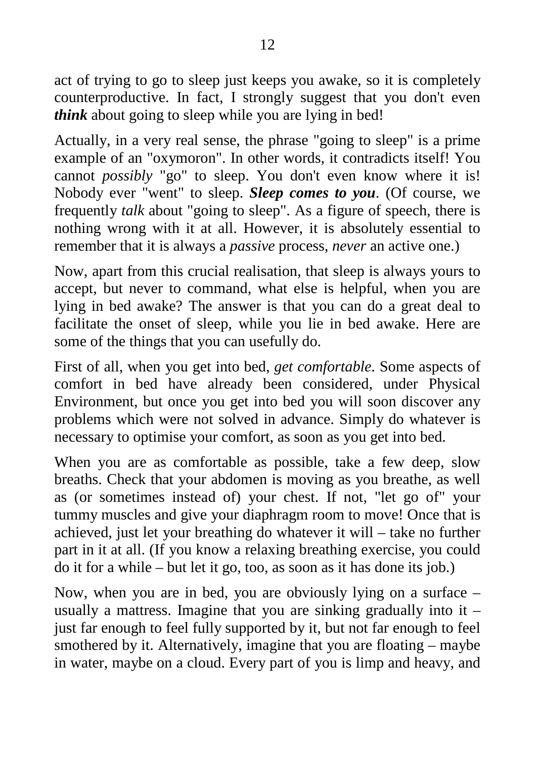act of trying to go to sleep just keeps you awake, so it is completely counterproductive. In fact, I strongly suggest that you don't even ***think*** about going to sleep while you are lying in bed!

Actually, in a very real sense, the phrase "going to sleep" is a prime example of an "oxymoron". In other words, it contradicts itself! You cannot *possibly* "go" to sleep. You don't even know where it is! Nobody ever "went" to sleep. ***Sleep comes to you***. (Of course, we frequently *talk* about "going to sleep". As a figure of speech, there is nothing wrong with it at all. However, it is absolutely essential to remember that it is always a *passive* process, *never* an active one.)

Now, apart from this crucial realisation, that sleep is always yours to accept, but never to command, what else is helpful, when you are lying in bed awake? The answer is that you can do a great deal to facilitate the onset of sleep, while you lie in bed awake. Here are some of the things that you can usefully do.

First of all, when you get into bed, *get comfortable*. Some aspects of comfort in bed have already been considered, under Physical Environment, but once you get into bed you will soon discover any problems which were not solved in advance. Simply do whatever is necessary to optimise your comfort, as soon as you get into bed.

When you are as comfortable as possible, take a few deep, slow breaths. Check that your abdomen is moving as you breathe, as well as (or sometimes instead of) your chest. If not, "let go of" your tummy muscles and give your diaphragm room to move! Once that is achieved, just let your breathing do whatever it will – take no further part in it at all. (If you know a relaxing breathing exercise, you could do it for a while – but let it go, too, as soon as it has done its job.)

Now, when you are in bed, you are obviously lying on a surface – usually a mattress. Imagine that you are sinking gradually into it – just far enough to feel fully supported by it, but not far enough to feel smothered by it. Alternatively, imagine that you are floating – maybe in water, maybe on a cloud. Every part of you is limp and heavy, and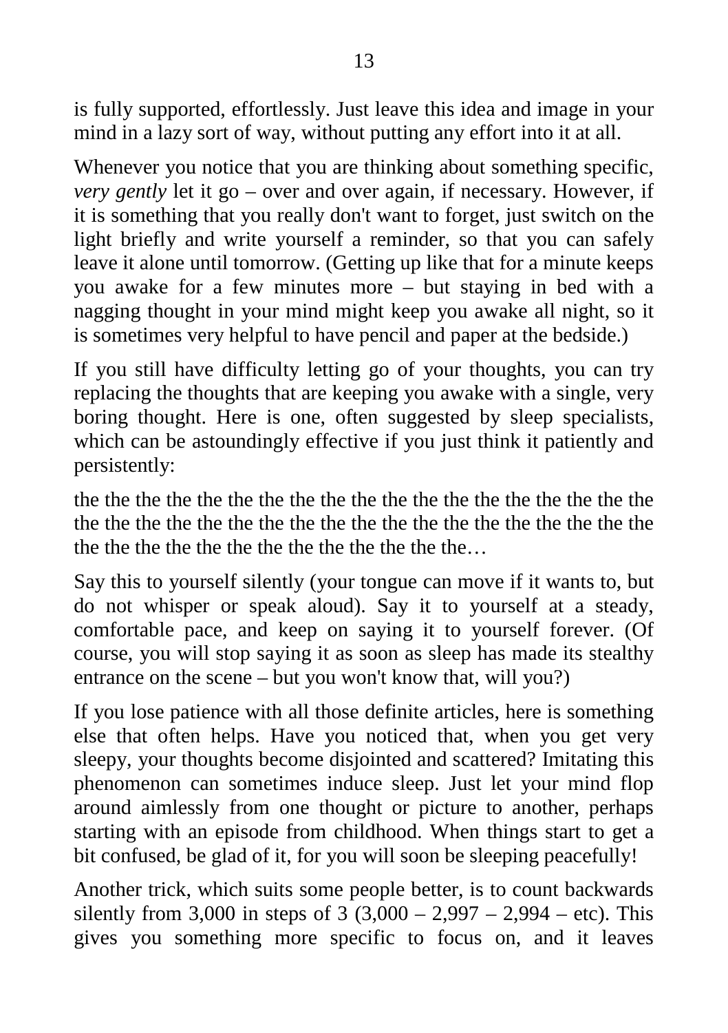is fully supported, effortlessly. Just leave this idea and image in your mind in a lazy sort of way, without putting any effort into it at all.

Whenever you notice that you are thinking about something specific, *very gently* let it go – over and over again, if necessary. However, if it is something that you really don't want to forget, just switch on the light briefly and write yourself a reminder, so that you can safely leave it alone until tomorrow. (Getting up like that for a minute keeps you awake for a few minutes more – but staying in bed with a nagging thought in your mind might keep you awake all night, so it is sometimes very helpful to have pencil and paper at the bedside.)

If you still have difficulty letting go of your thoughts, you can try replacing the thoughts that are keeping you awake with a single, very boring thought. Here is one, often suggested by sleep specialists, which can be astoundingly effective if you just think it patiently and persistently:

the the the the the the the the the the the the the the the the the the the the the the the the the the the the the the the the the the the the the the the the the the the the the the the the the the the the…

Say this to yourself silently (your tongue can move if it wants to, but do not whisper or speak aloud). Say it to yourself at a steady, comfortable pace, and keep on saying it to yourself forever. (Of course, you will stop saying it as soon as sleep has made its stealthy entrance on the scene – but you won't know that, will you?)

If you lose patience with all those definite articles, here is something else that often helps. Have you noticed that, when you get very sleepy, your thoughts become disjointed and scattered? Imitating this phenomenon can sometimes induce sleep. Just let your mind flop around aimlessly from one thought or picture to another, perhaps starting with an episode from childhood. When things start to get a bit confused, be glad of it, for you will soon be sleeping peacefully!

Another trick, which suits some people better, is to count backwards silently from 3,000 in steps of 3 (3,000 – 2,997 – 2,994 – etc). This gives you something more specific to focus on, and it leaves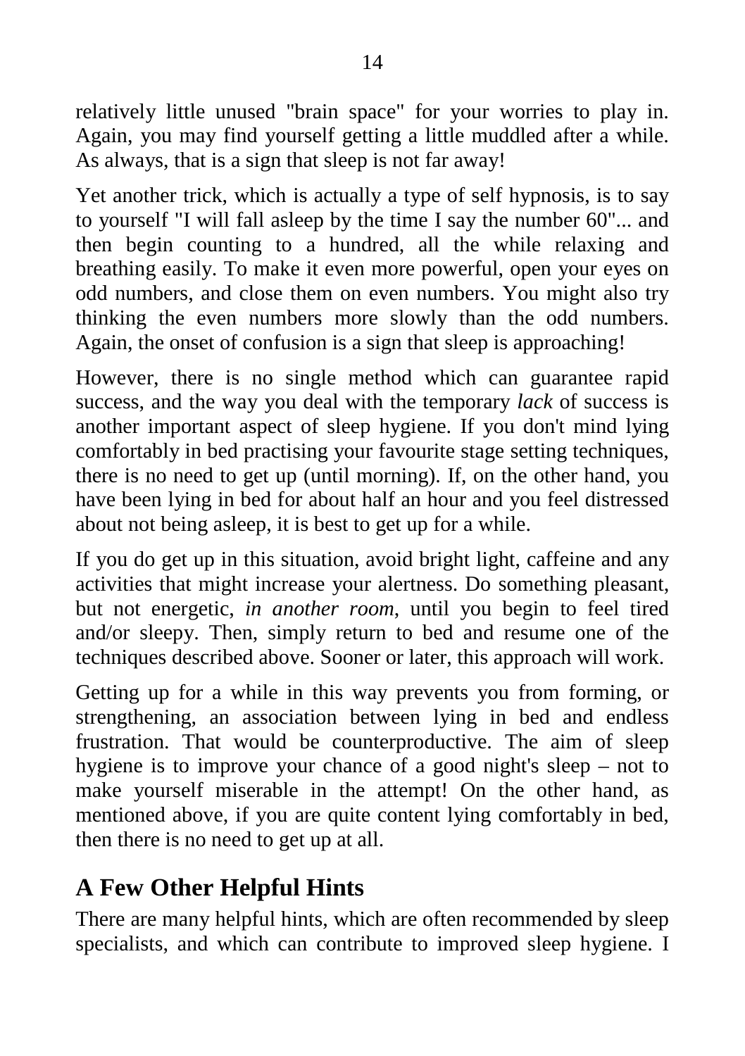relatively little unused "brain space" for your worries to play in. Again, you may find yourself getting a little muddled after a while. As always, that is a sign that sleep is not far away!

Yet another trick, which is actually a type of self hypnosis, is to say to yourself "I will fall asleep by the time I say the number 60"... and then begin counting to a hundred, all the while relaxing and breathing easily. To make it even more powerful, open your eyes on odd numbers, and close them on even numbers. You might also try thinking the even numbers more slowly than the odd numbers. Again, the onset of confusion is a sign that sleep is approaching!

However, there is no single method which can guarantee rapid success, and the way you deal with the temporary *lack* of success is another important aspect of sleep hygiene. If you don't mind lying comfortably in bed practising your favourite stage setting techniques, there is no need to get up (until morning). If, on the other hand, you have been lying in bed for about half an hour and you feel distressed about not being asleep, it is best to get up for a while.

If you do get up in this situation, avoid bright light, caffeine and any activities that might increase your alertness. Do something pleasant, but not energetic, *in another room*, until you begin to feel tired and/or sleepy. Then, simply return to bed and resume one of the techniques described above. Sooner or later, this approach will work.

Getting up for a while in this way prevents you from forming, or strengthening, an association between lying in bed and endless frustration. That would be counterproductive. The aim of sleep hygiene is to improve your chance of a good night's sleep – not to make yourself miserable in the attempt! On the other hand, as mentioned above, if you are quite content lying comfortably in bed, then there is no need to get up at all.

## A Few Other Helpful Hints

There are many helpful hints, which are often recommended by sleep specialists, and which can contribute to improved sleep hygiene. I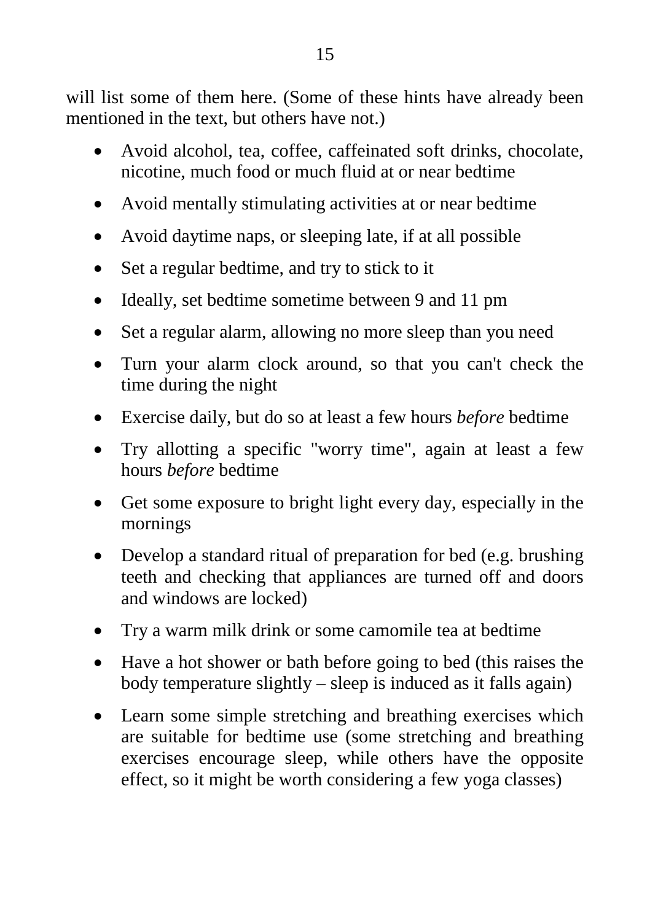will list some of them here. (Some of these hints have already been mentioned in the text, but others have not.)

- Avoid alcohol, tea, coffee, caffeinated soft drinks, chocolate, nicotine, much food or much fluid at or near bedtime
- Avoid mentally stimulating activities at or near bedtime
- Avoid daytime naps, or sleeping late, if at all possible
- Set a regular bedtime, and try to stick to it
- Ideally, set bedtime sometime between 9 and 11 pm
- Set a regular alarm, allowing no more sleep than you need
- Turn your alarm clock around, so that you can't check the time during the night
- Exercise daily, but do so at least a few hours *before* bedtime
- Try allotting a specific "worry time", again at least a few hours *before* bedtime
- Get some exposure to bright light every day, especially in the mornings
- Develop a standard ritual of preparation for bed (e.g. brushing teeth and checking that appliances are turned off and doors and windows are locked)
- Try a warm milk drink or some camomile tea at bedtime
- Have a hot shower or bath before going to bed (this raises the body temperature slightly – sleep is induced as it falls again)
- Learn some simple stretching and breathing exercises which are suitable for bedtime use (some stretching and breathing exercises encourage sleep, while others have the opposite effect, so it might be worth considering a few yoga classes)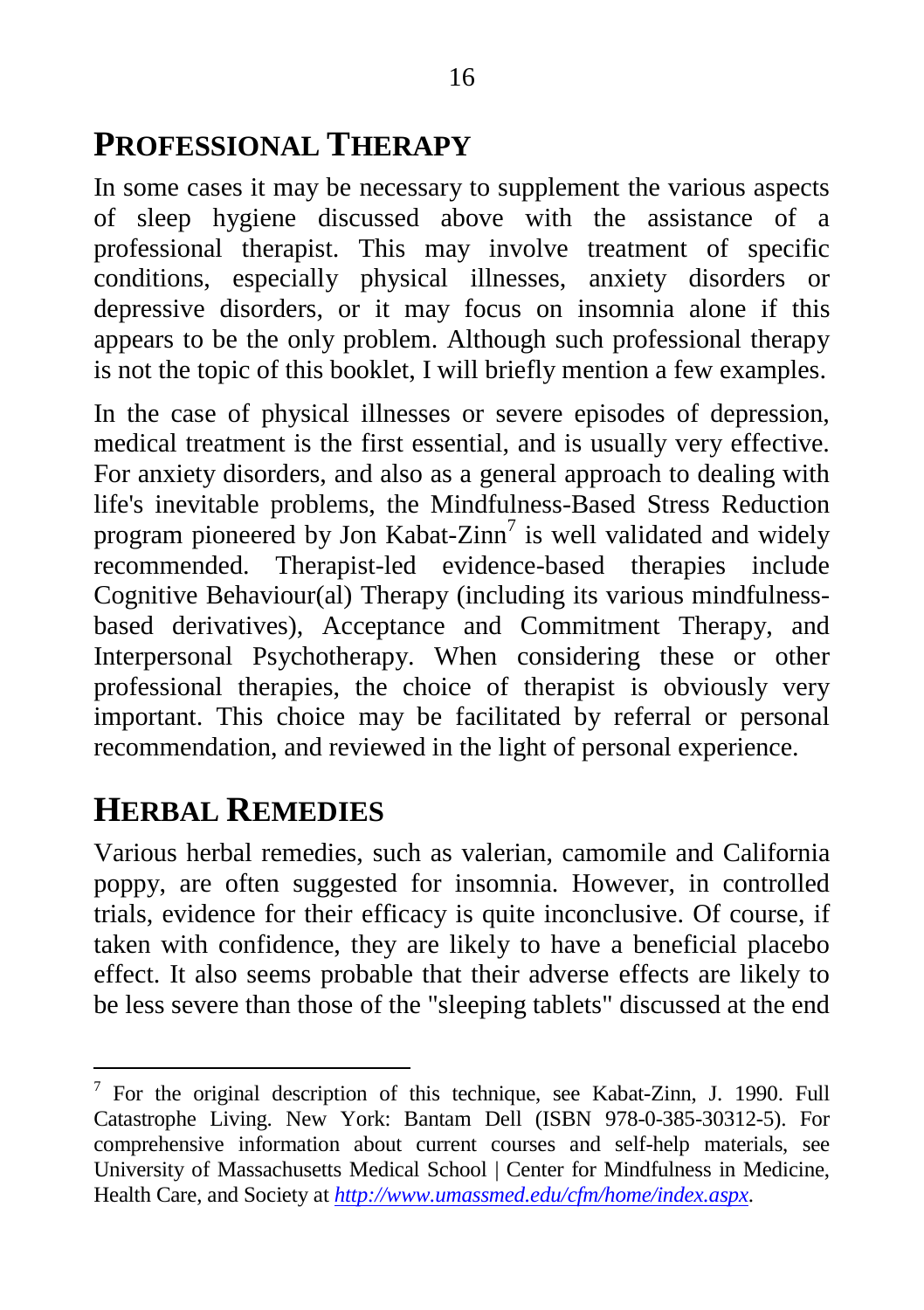## PROFESSIONAL THERAPY

In some cases it may be necessary to supplement the various aspects of sleep hygiene discussed above with the assistance of a professional therapist. This may involve treatment of specific conditions, especially physical illnesses, anxiety disorders or depressive disorders, or it may focus on insomnia alone if this appears to be the only problem. Although such professional therapy is not the topic of this booklet, I will briefly mention a few examples.

In the case of physical illnesses or severe episodes of depression, medical treatment is the first essential, and is usually very effective. For anxiety disorders, and also as a general approach to dealing with life's inevitable problems, the Mindfulness-Based Stress Reduction program pioneered by Jon Kabat-Zinn[7] is well validated and widely recommended. Therapist-led evidence-based therapies include Cognitive Behaviour(al) Therapy (including its various mindfulness-based derivatives), Acceptance and Commitment Therapy, and Interpersonal Psychotherapy. When considering these or other professional therapies, the choice of therapist is obviously very important. This choice may be facilitated by referral or personal recommendation, and reviewed in the light of personal experience.

## HERBAL REMEDIES

Various herbal remedies, such as valerian, camomile and California poppy, are often suggested for insomnia. However, in controlled trials, evidence for their efficacy is quite inconclusive. Of course, if taken with confidence, they are likely to have a beneficial placebo effect. It also seems probable that their adverse effects are likely to be less severe than those of the "sleeping tablets" discussed at the end

---

[7] For the original description of this technique, see Kabat-Zinn, J. 1990. Full Catastrophe Living. New York: Bantam Dell (ISBN 978-0-385-30312-5). For comprehensive information about current courses and self-help materials, see University of Massachusetts Medical School | Center for Mindfulness in Medicine, Health Care, and Society at *http://www.umassmed.edu/cfm/home/index.aspx*.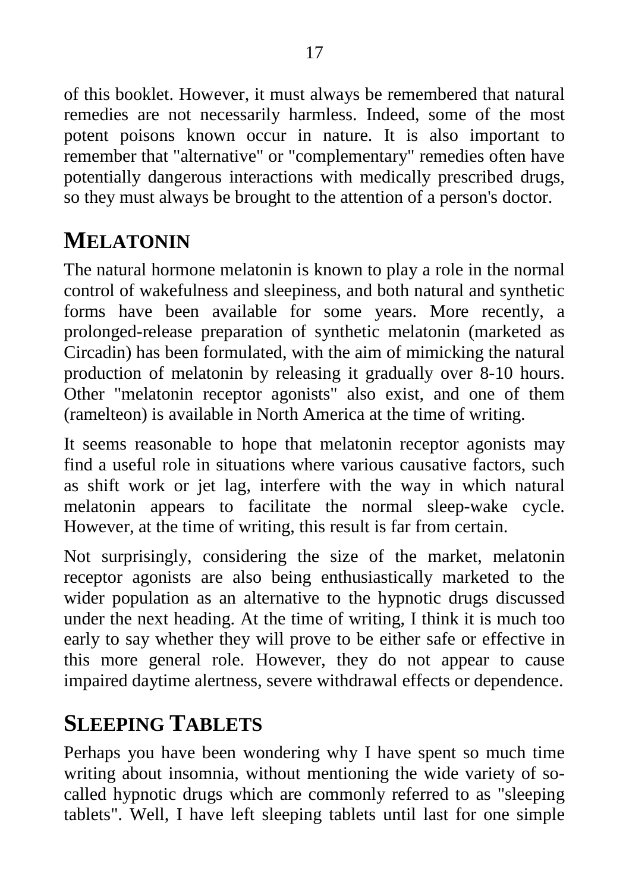of this booklet. However, it must always be remembered that natural remedies are not necessarily harmless. Indeed, some of the most potent poisons known occur in nature. It is also important to remember that "alternative" or "complementary" remedies often have potentially dangerous interactions with medically prescribed drugs, so they must always be brought to the attention of a person's doctor.

## MELATONIN

The natural hormone melatonin is known to play a role in the normal control of wakefulness and sleepiness, and both natural and synthetic forms have been available for some years. More recently, a prolonged-release preparation of synthetic melatonin (marketed as Circadin) has been formulated, with the aim of mimicking the natural production of melatonin by releasing it gradually over 8-10 hours. Other "melatonin receptor agonists" also exist, and one of them (ramelteon) is available in North America at the time of writing.

It seems reasonable to hope that melatonin receptor agonists may find a useful role in situations where various causative factors, such as shift work or jet lag, interfere with the way in which natural melatonin appears to facilitate the normal sleep-wake cycle. However, at the time of writing, this result is far from certain.

Not surprisingly, considering the size of the market, melatonin receptor agonists are also being enthusiastically marketed to the wider population as an alternative to the hypnotic drugs discussed under the next heading. At the time of writing, I think it is much too early to say whether they will prove to be either safe or effective in this more general role. However, they do not appear to cause impaired daytime alertness, severe withdrawal effects or dependence.

## SLEEPING TABLETS

Perhaps you have been wondering why I have spent so much time writing about insomnia, without mentioning the wide variety of so-called hypnotic drugs which are commonly referred to as "sleeping tablets". Well, I have left sleeping tablets until last for one simple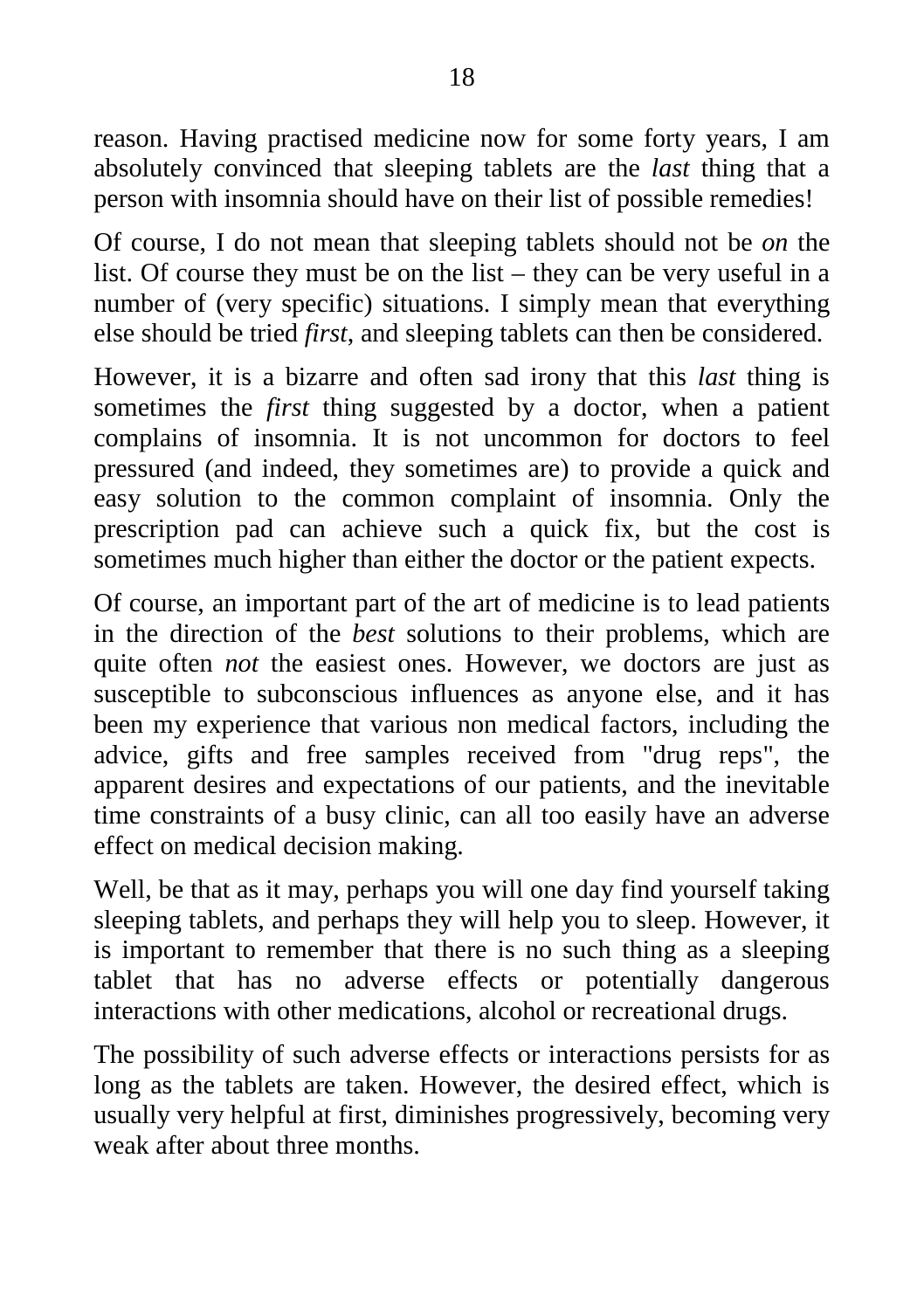reason. Having practised medicine now for some forty years, I am absolutely convinced that sleeping tablets are the *last* thing that a person with insomnia should have on their list of possible remedies!

Of course, I do not mean that sleeping tablets should not be *on* the list. Of course they must be on the list – they can be very useful in a number of (very specific) situations. I simply mean that everything else should be tried *first*, and sleeping tablets can then be considered.

However, it is a bizarre and often sad irony that this *last* thing is sometimes the *first* thing suggested by a doctor, when a patient complains of insomnia. It is not uncommon for doctors to feel pressured (and indeed, they sometimes are) to provide a quick and easy solution to the common complaint of insomnia. Only the prescription pad can achieve such a quick fix, but the cost is sometimes much higher than either the doctor or the patient expects.

Of course, an important part of the art of medicine is to lead patients in the direction of the *best* solutions to their problems, which are quite often *not* the easiest ones. However, we doctors are just as susceptible to subconscious influences as anyone else, and it has been my experience that various non medical factors, including the advice, gifts and free samples received from "drug reps", the apparent desires and expectations of our patients, and the inevitable time constraints of a busy clinic, can all too easily have an adverse effect on medical decision making.

Well, be that as it may, perhaps you will one day find yourself taking sleeping tablets, and perhaps they will help you to sleep. However, it is important to remember that there is no such thing as a sleeping tablet that has no adverse effects or potentially dangerous interactions with other medications, alcohol or recreational drugs.

The possibility of such adverse effects or interactions persists for as long as the tablets are taken. However, the desired effect, which is usually very helpful at first, diminishes progressively, becoming very weak after about three months.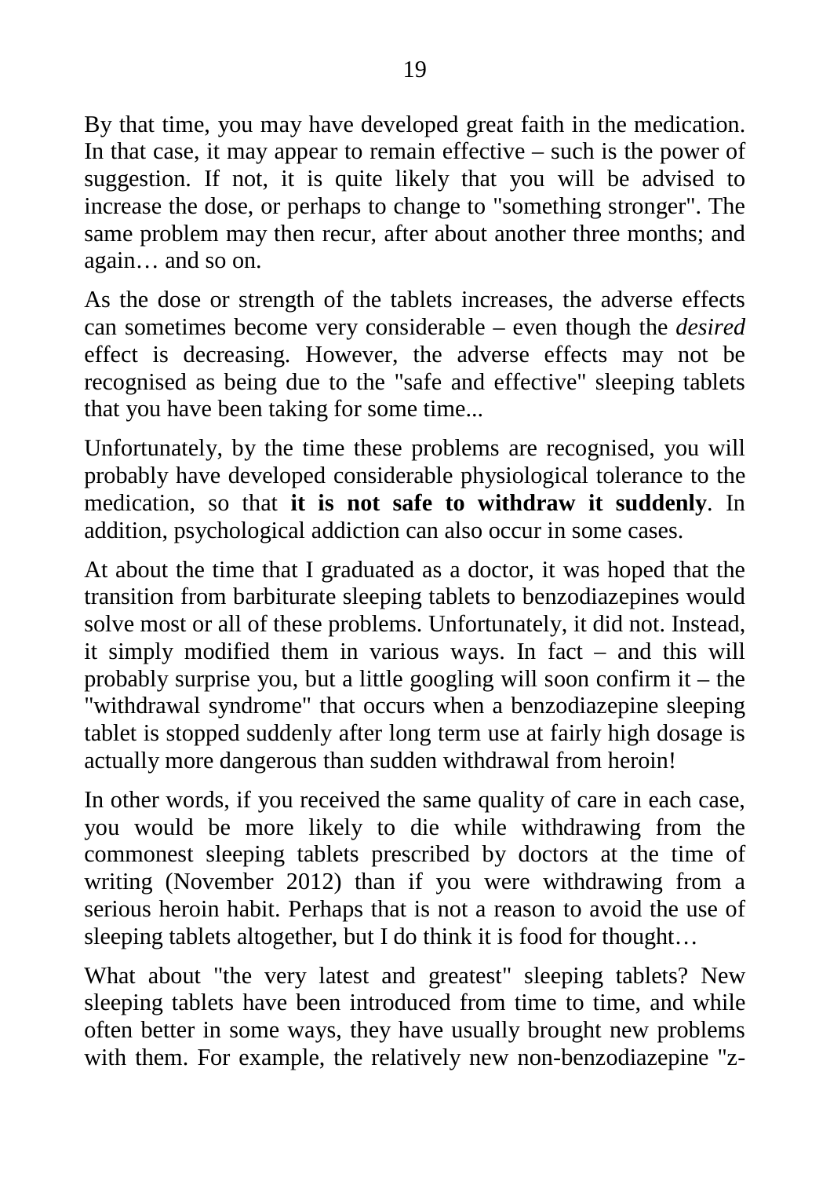By that time, you may have developed great faith in the medication. In that case, it may appear to remain effective – such is the power of suggestion. If not, it is quite likely that you will be advised to increase the dose, or perhaps to change to "something stronger". The same problem may then recur, after about another three months; and again… and so on.

As the dose or strength of the tablets increases, the adverse effects can sometimes become very considerable – even though the *desired* effect is decreasing. However, the adverse effects may not be recognised as being due to the "safe and effective" sleeping tablets that you have been taking for some time...

Unfortunately, by the time these problems are recognised, you will probably have developed considerable physiological tolerance to the medication, so that **it is not safe to withdraw it suddenly**. In addition, psychological addiction can also occur in some cases.

At about the time that I graduated as a doctor, it was hoped that the transition from barbiturate sleeping tablets to benzodiazepines would solve most or all of these problems. Unfortunately, it did not. Instead, it simply modified them in various ways. In fact – and this will probably surprise you, but a little googling will soon confirm it – the "withdrawal syndrome" that occurs when a benzodiazepine sleeping tablet is stopped suddenly after long term use at fairly high dosage is actually more dangerous than sudden withdrawal from heroin!

In other words, if you received the same quality of care in each case, you would be more likely to die while withdrawing from the commonest sleeping tablets prescribed by doctors at the time of writing (November 2012) than if you were withdrawing from a serious heroin habit. Perhaps that is not a reason to avoid the use of sleeping tablets altogether, but I do think it is food for thought…

What about "the very latest and greatest" sleeping tablets? New sleeping tablets have been introduced from time to time, and while often better in some ways, they have usually brought new problems with them. For example, the relatively new non-benzodiazepine "z-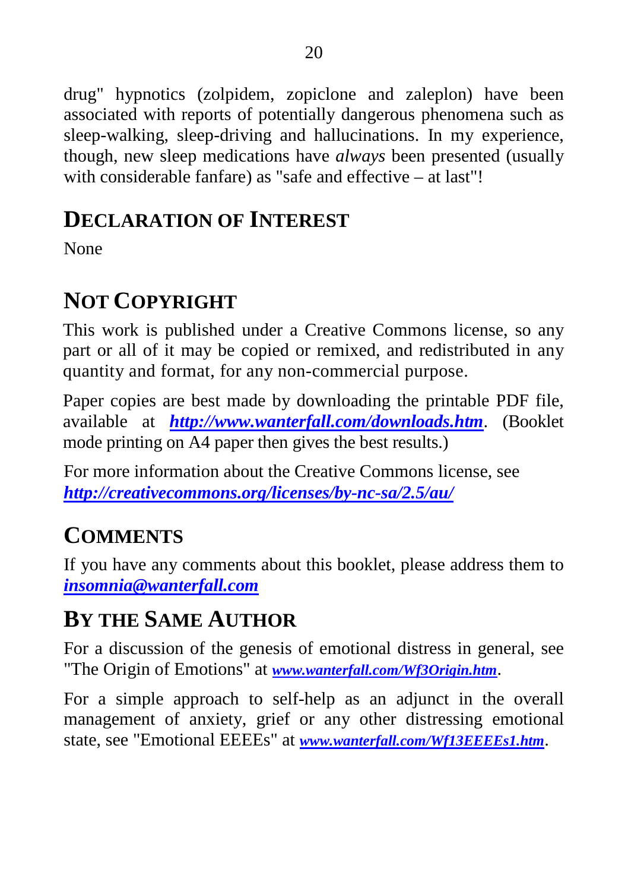drug" hypnotics (zolpidem, zopiclone and zaleplon) have been associated with reports of potentially dangerous phenomena such as sleep-walking, sleep-driving and hallucinations. In my experience, though, new sleep medications have *always* been presented (usually with considerable fanfare) as "safe and effective – at last"!

## Declaration of Interest

None

## Not Copyright

This work is published under a Creative Commons license, so any part or all of it may be copied or remixed, and redistributed in any quantity and format, for any non-commercial purpose.

Paper copies are best made by downloading the printable PDF file, available at ***http://www.wanterfall.com/downloads.htm***. (Booklet mode printing on A4 paper then gives the best results.)

For more information about the Creative Commons license, see ***http://creativecommons.org/licenses/by-nc-sa/2.5/au/***

## Comments

If you have any comments about this booklet, please address them to ***insomnia@wanterfall.com***

## By the Same Author

For a discussion of the genesis of emotional distress in general, see "The Origin of Emotions" at ***www.wanterfall.com/Wf3Origin.htm***.

For a simple approach to self-help as an adjunct in the overall management of anxiety, grief or any other distressing emotional state, see "Emotional EEEEs" at ***www.wanterfall.com/Wf13EEEEs1.htm***.